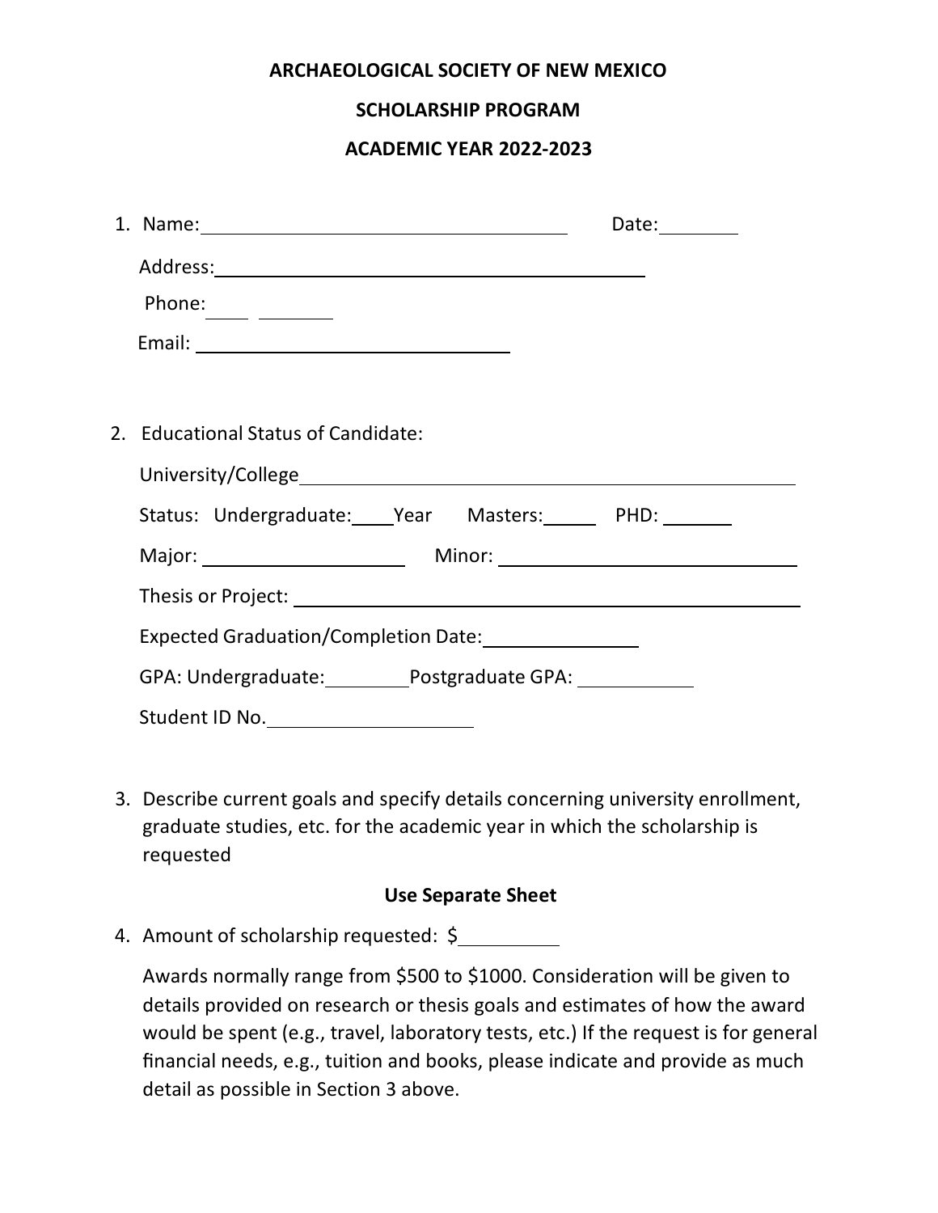# ARCHAEOLOGICAL SOCIETY OF NEW MEXICO

## SCHOLARSHIP PROGRAM

## ACADEMIC YEAR 2022-2023

1. Name: ______________________________ Date: ________

   Address: ______________________________________

   Phone: _____ ________

   Email: ____________________________

2. Educational Status of Candidate:

   University/College ______________________________________

   Status: Undergraduate: ____Year Masters: _____ PHD: ______

   Major: __________________ Minor: ______________________

   Thesis or Project: ______________________________________

   Expected Graduation/Completion Date: ______________

   GPA: Undergraduate: ________ Postgraduate GPA: __________

   Student ID No. __________________

3. Describe current goals and specify details concerning university enrollment, graduate studies, etc. for the academic year in which the scholarship is requested

   **Use Separate Sheet**

4. Amount of scholarship requested: $ _________

   Awards normally range from $500 to $1000. Consideration will be given to details provided on research or thesis goals and estimates of how the award would be spent (e.g., travel, laboratory tests, etc.) If the request is for general financial needs, e.g., tuition and books, please indicate and provide as much detail as possible in Section 3 above.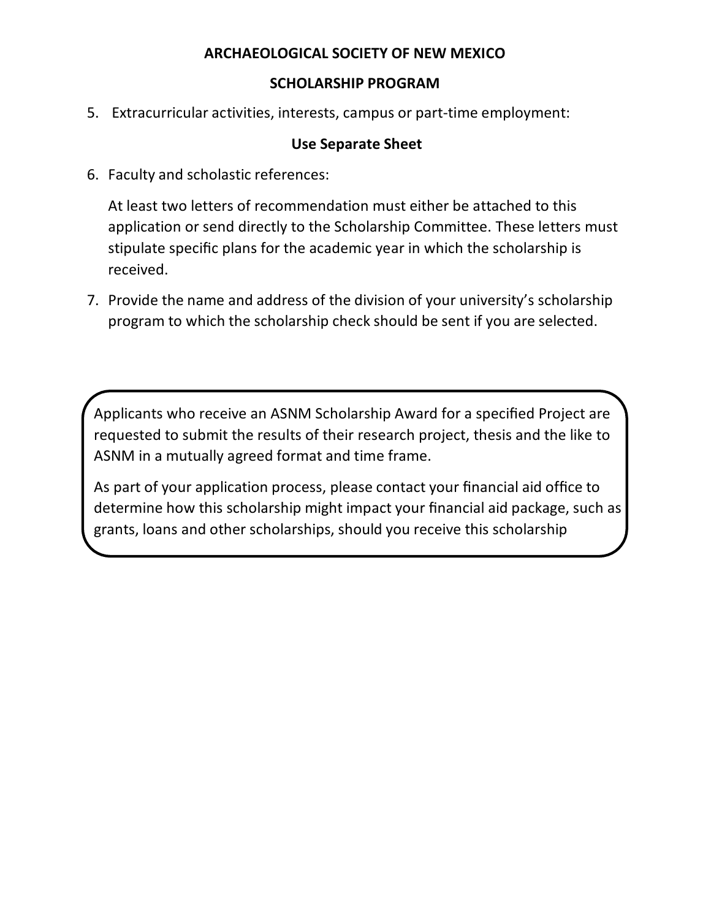**ARCHAEOLOGICAL SOCIETY OF NEW MEXICO**

**SCHOLARSHIP PROGRAM**

5. Extracurricular activities, interests, campus or part-time employment:

   **Use Separate Sheet**

6. Faculty and scholastic references:

   At least two letters of recommendation must either be attached to this application or send directly to the Scholarship Committee. These letters must stipulate specific plans for the academic year in which the scholarship is received.

7. Provide the name and address of the division of your university's scholarship program to which the scholarship check should be sent if you are selected.

Applicants who receive an ASNM Scholarship Award for a specified Project are requested to submit the results of their research project, thesis and the like to ASNM in a mutually agreed format and time frame.

As part of your application process, please contact your financial aid office to determine how this scholarship might impact your financial aid package, such as grants, loans and other scholarships, should you receive this scholarship